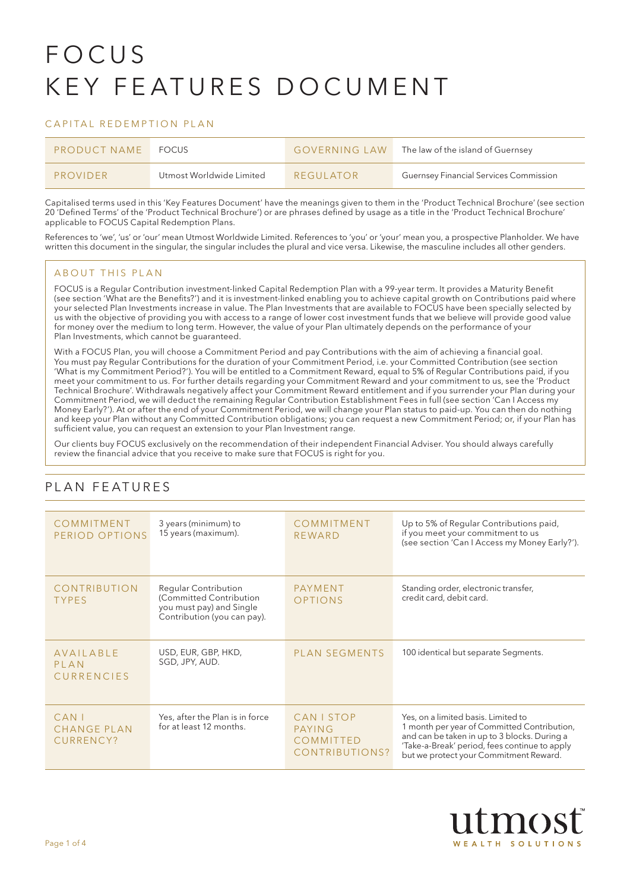# FOCUS KEY FEATURES DOCUMENT

## CAPITAL REDEMPTION PLAN

| | | | |
|---|---|---|---|
| PRODUCT NAME | FOCUS | GOVERNING LAW | The law of the island of Guernsey |
| PROVIDER | Utmost Worldwide Limited | REGULATOR | Guernsey Financial Services Commission |

Capitalised terms used in this 'Key Features Document' have the meanings given to them in the 'Product Technical Brochure' (see section 20 'Defined Terms' of the 'Product Technical Brochure') or are phrases defined by usage as a title in the 'Product Technical Brochure' applicable to FOCUS Capital Redemption Plans.

References to 'we', 'us' or 'our' mean Utmost Worldwide Limited. References to 'you' or 'your' mean you, a prospective Planholder. We have written this document in the singular, the singular includes the plural and vice versa. Likewise, the masculine includes all other genders.

### ABOUT THIS PLAN

FOCUS is a Regular Contribution investment-linked Capital Redemption Plan with a 99-year term. It provides a Maturity Benefit (see section 'What are the Benefits?') and it is investment-linked enabling you to achieve capital growth on Contributions paid where your selected Plan Investments increase in value. The Plan Investments that are available to FOCUS have been specially selected by us with the objective of providing you with access to a range of lower cost investment funds that we believe will provide good value for money over the medium to long term. However, the value of your Plan ultimately depends on the performance of your Plan Investments, which cannot be guaranteed.

With a FOCUS Plan, you will choose a Commitment Period and pay Contributions with the aim of achieving a financial goal. You must pay Regular Contributions for the duration of your Commitment Period, i.e. your Committed Contribution (see section 'What is my Commitment Period?'). You will be entitled to a Commitment Reward, equal to 5% of Regular Contributions paid, if you meet your commitment to us. For further details regarding your Commitment Reward and your commitment to us, see the 'Product Technical Brochure'. Withdrawals negatively affect your Commitment Reward entitlement and if you surrender your Plan during your Commitment Period, we will deduct the remaining Regular Contribution Establishment Fees in full (see section 'Can I Access my Money Early?'). At or after the end of your Commitment Period, we will change your Plan status to paid-up. You can then do nothing and keep your Plan without any Committed Contribution obligations; you can request a new Commitment Period; or, if your Plan has sufficient value, you can request an extension to your Plan Investment range.

Our clients buy FOCUS exclusively on the recommendation of their independent Financial Adviser. You should always carefully review the financial advice that you receive to make sure that FOCUS is right for you.

## PLAN FEATURES

| | | | |
|---|---|---|---|
| COMMITMENT PERIOD OPTIONS | 3 years (minimum) to 15 years (maximum). | COMMITMENT REWARD | Up to 5% of Regular Contributions paid, if you meet your commitment to us (see section 'Can I Access my Money Early?'). |
| CONTRIBUTION TYPES | Regular Contribution (Committed Contribution you must pay) and Single Contribution (you can pay). | PAYMENT OPTIONS | Standing order, electronic transfer, credit card, debit card. |
| AVAILABLE PLAN CURRENCIES | USD, EUR, GBP, HKD, SGD, JPY, AUD. | PLAN SEGMENTS | 100 identical but separate Segments. |
| CAN I CHANGE PLAN CURRENCY? | Yes, after the Plan is in force for at least 12 months. | CAN I STOP PAYING COMMITTED CONTRIBUTIONS? | Yes, on a limited basis. Limited to 1 month per year of Committed Contribution, and can be taken in up to 3 blocks. During a 'Take-a-Break' period, fees continue to apply but we protect your Commitment Reward. |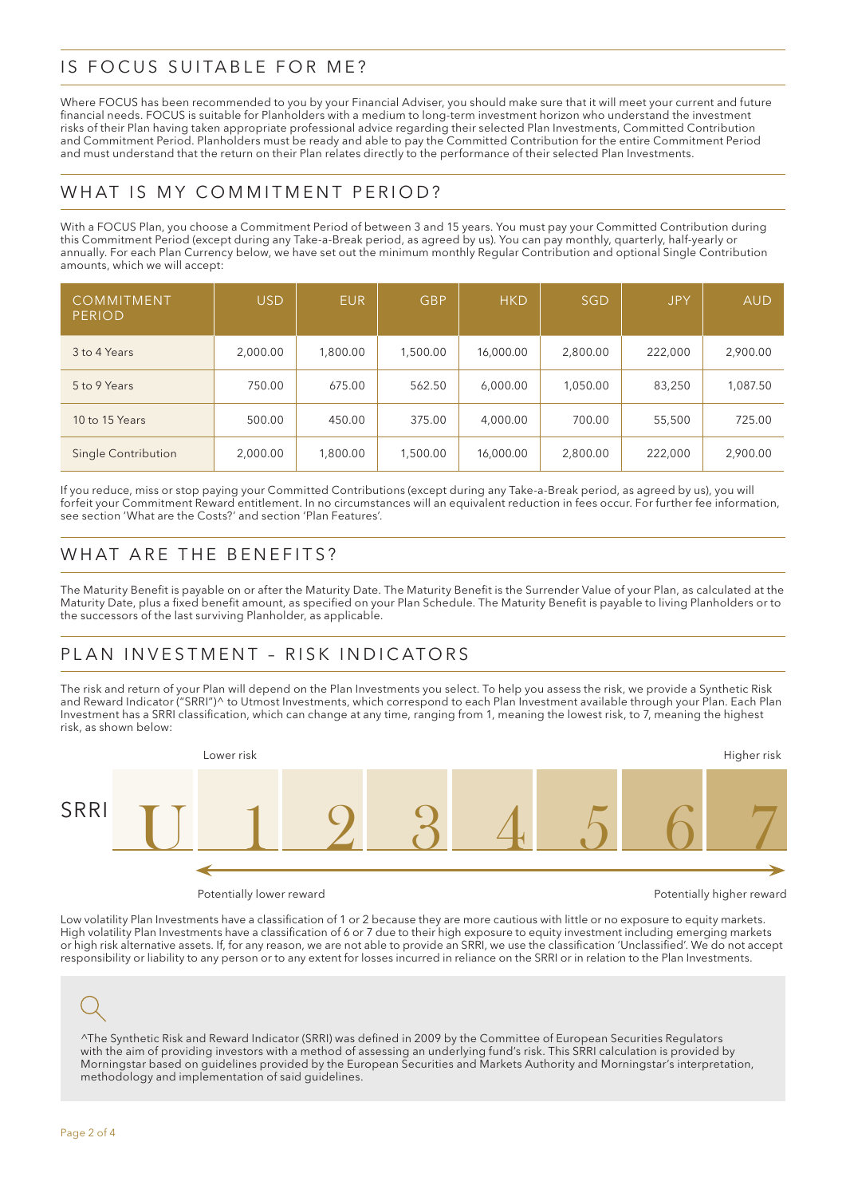## IS FOCUS SUITABLE FOR ME?

Where FOCUS has been recommended to you by your Financial Adviser, you should make sure that it will meet your current and future financial needs. FOCUS is suitable for Planholders with a medium to long-term investment horizon who understand the investment risks of their Plan having taken appropriate professional advice regarding their selected Plan Investments, Committed Contribution and Commitment Period. Planholders must be ready and able to pay the Committed Contribution for the entire Commitment Period and must understand that the return on their Plan relates directly to the performance of their selected Plan Investments.

## WHAT IS MY COMMITMENT PERIOD?

With a FOCUS Plan, you choose a Commitment Period of between 3 and 15 years. You must pay your Committed Contribution during this Commitment Period (except during any Take-a-Break period, as agreed by us). You can pay monthly, quarterly, half-yearly or annually. For each Plan Currency below, we have set out the minimum monthly Regular Contribution and optional Single Contribution amounts, which we will accept:

| COMMITMENT PERIOD | USD | EUR | GBP | HKD | SGD | JPY | AUD |
|---|---|---|---|---|---|---|---|
| 3 to 4 Years | 2,000.00 | 1,800.00 | 1,500.00 | 16,000.00 | 2,800.00 | 222,000 | 2,900.00 |
| 5 to 9 Years | 750.00 | 675.00 | 562.50 | 6,000.00 | 1,050.00 | 83,250 | 1,087.50 |
| 10 to 15 Years | 500.00 | 450.00 | 375.00 | 4,000.00 | 700.00 | 55,500 | 725.00 |
| Single Contribution | 2,000.00 | 1,800.00 | 1,500.00 | 16,000.00 | 2,800.00 | 222,000 | 2,900.00 |

If you reduce, miss or stop paying your Committed Contributions (except during any Take-a-Break period, as agreed by us), you will forfeit your Commitment Reward entitlement. In no circumstances will an equivalent reduction in fees occur. For further fee information, see section 'What are the Costs?' and section 'Plan Features'.

## WHAT ARE THE BENEFITS?

The Maturity Benefit is payable on or after the Maturity Date. The Maturity Benefit is the Surrender Value of your Plan, as calculated at the Maturity Date, plus a fixed benefit amount, as specified on your Plan Schedule. The Maturity Benefit is payable to living Planholders or to the successors of the last surviving Planholder, as applicable.

## PLAN INVESTMENT – RISK INDICATORS

The risk and return of your Plan will depend on the Plan Investments you select. To help you assess the risk, we provide a Synthetic Risk and Reward Indicator ("SRRI")^ to Utmost Investments, which correspond to each Plan Investment available through your Plan. Each Plan Investment has a SRRI classification, which can change at any time, ranging from 1, meaning the lowest risk, to 7, meaning the highest risk, as shown below:

Lower risk

Higher risk

SRRI U 1 2 3 4 5 6 7

Potentially lower reward

Potentially higher reward

Low volatility Plan Investments have a classification of 1 or 2 because they are more cautious with little or no exposure to equity markets. High volatility Plan Investments have a classification of 6 or 7 due to their high exposure to equity investment including emerging markets or high risk alternative assets. If, for any reason, we are not able to provide an SRRI, we use the classification 'Unclassified'. We do not accept responsibility or liability to any person or to any extent for losses incurred in reliance on the SRRI or in relation to the Plan Investments.

^The Synthetic Risk and Reward Indicator (SRRI) was defined in 2009 by the Committee of European Securities Regulators with the aim of providing investors with a method of assessing an underlying fund's risk. This SRRI calculation is provided by Morningstar based on guidelines provided by the European Securities and Markets Authority and Morningstar's interpretation, methodology and implementation of said guidelines.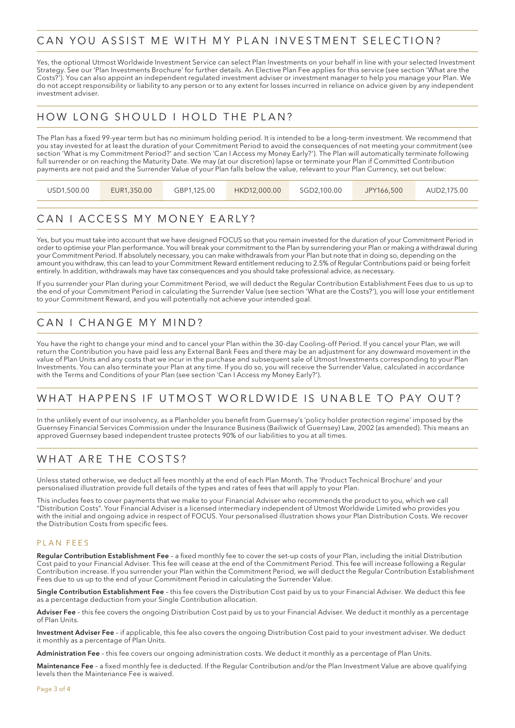## CAN YOU ASSIST ME WITH MY PLAN INVESTMENT SELECTION?

Yes, the optional Utmost Worldwide Investment Service can select Plan Investments on your behalf in line with your selected Investment Strategy. See our 'Plan Investments Brochure' for further details. An Elective Plan Fee applies for this service (see section 'What are the Costs?'). You can also appoint an independent regulated investment adviser or investment manager to help you manage your Plan. We do not accept responsibility or liability to any person or to any extent for losses incurred in reliance on advice given by any independent investment adviser.

## HOW LONG SHOULD I HOLD THE PLAN?

The Plan has a fixed 99-year term but has no minimum holding period. It is intended to be a long-term investment. We recommend that you stay invested for at least the duration of your Commitment Period to avoid the consequences of not meeting your commitment (see section 'What is my Commitment Period?' and section 'Can I Access my Money Early?'). The Plan will automatically terminate following full surrender or on reaching the Maturity Date. We may (at our discretion) lapse or terminate your Plan if Committed Contribution payments are not paid and the Surrender Value of your Plan falls below the value, relevant to your Plan Currency, set out below:

| | | | | | | |
|---|---|---|---|---|---|---|
| USD1,500.00 | EUR1,350.00 | GBP1,125.00 | HKD12,000.00 | SGD2,100.00 | JPY166,500 | AUD2,175.00 |

## CAN I ACCESS MY MONEY EARLY?

Yes, but you must take into account that we have designed FOCUS so that you remain invested for the duration of your Commitment Period in order to optimise your Plan performance. You will break your commitment to the Plan by surrendering your Plan or making a withdrawal during your Commitment Period. If absolutely necessary, you can make withdrawals from your Plan but note that in doing so, depending on the amount you withdraw, this can lead to your Commitment Reward entitlement reducing to 2.5% of Regular Contributions paid or being forfeit entirely. In addition, withdrawals may have tax consequences and you should take professional advice, as necessary.

If you surrender your Plan during your Commitment Period, we will deduct the Regular Contribution Establishment Fees due to us up to the end of your Commitment Period in calculating the Surrender Value (see section 'What are the Costs?'), you will lose your entitlement to your Commitment Reward, and you will potentially not achieve your intended goal.

## CAN I CHANGE MY MIND?

You have the right to change your mind and to cancel your Plan within the 30-day Cooling-off Period. If you cancel your Plan, we will return the Contribution you have paid less any External Bank Fees and there may be an adjustment for any downward movement in the value of Plan Units and any costs that we incur in the purchase and subsequent sale of Utmost Investments corresponding to your Plan Investments. You can also terminate your Plan at any time. If you do so, you will receive the Surrender Value, calculated in accordance with the Terms and Conditions of your Plan (see section 'Can I Access my Money Early?').

## WHAT HAPPENS IF UTMOST WORLDWIDE IS UNABLE TO PAY OUT?

In the unlikely event of our insolvency, as a Planholder you benefit from Guernsey's 'policy holder protection regime' imposed by the Guernsey Financial Services Commission under the Insurance Business (Bailiwick of Guernsey) Law, 2002 (as amended). This means an approved Guernsey based independent trustee protects 90% of our liabilities to you at all times.

## WHAT ARE THE COSTS?

Unless stated otherwise, we deduct all fees monthly at the end of each Plan Month. The 'Product Technical Brochure' and your personalised illustration provide full details of the types and rates of fees that will apply to your Plan.

This includes fees to cover payments that we make to your Financial Adviser who recommends the product to you, which we call "Distribution Costs". Your Financial Adviser is a licensed intermediary independent of Utmost Worldwide Limited who provides you with the initial and ongoing advice in respect of FOCUS. Your personalised illustration shows your Plan Distribution Costs. We recover the Distribution Costs from specific fees.

### PLAN FEES

**Regular Contribution Establishment Fee** – a fixed monthly fee to cover the set-up costs of your Plan, including the initial Distribution Cost paid to your Financial Adviser. This fee will cease at the end of the Commitment Period. This fee will increase following a Regular Contribution increase. If you surrender your Plan within the Commitment Period, we will deduct the Regular Contribution Establishment Fees due to us up to the end of your Commitment Period in calculating the Surrender Value.

**Single Contribution Establishment Fee** – this fee covers the Distribution Cost paid by us to your Financial Adviser. We deduct this fee as a percentage deduction from your Single Contribution allocation.

**Adviser Fee** – this fee covers the ongoing Distribution Cost paid by us to your Financial Adviser. We deduct it monthly as a percentage of Plan Units.

**Investment Adviser Fee** – if applicable, this fee also covers the ongoing Distribution Cost paid to your investment adviser. We deduct it monthly as a percentage of Plan Units.

**Administration Fee** – this fee covers our ongoing administration costs. We deduct it monthly as a percentage of Plan Units.

**Maintenance Fee** – a fixed monthly fee is deducted. If the Regular Contribution and/or the Plan Investment Value are above qualifying levels then the Maintenance Fee is waived.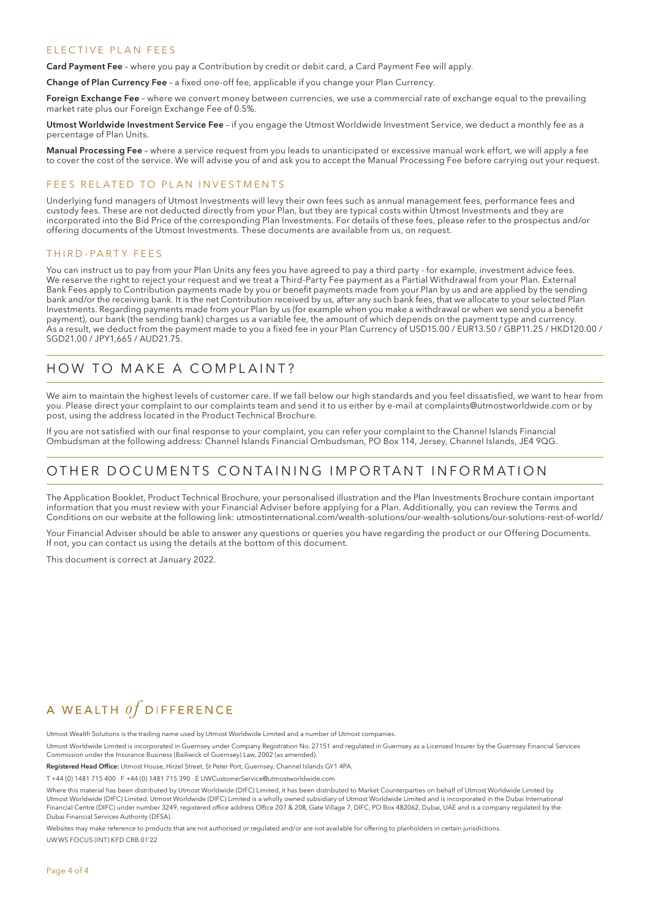### ELECTIVE PLAN FEES

**Card Payment Fee** – where you pay a Contribution by credit or debit card, a Card Payment Fee will apply.

**Change of Plan Currency Fee** – a fixed one-off fee, applicable if you change your Plan Currency.

**Foreign Exchange Fee** – where we convert money between currencies, we use a commercial rate of exchange equal to the prevailing market rate plus our Foreign Exchange Fee of 0.5%.

**Utmost Worldwide Investment Service Fee** – if you engage the Utmost Worldwide Investment Service, we deduct a monthly fee as a percentage of Plan Units.

**Manual Processing Fee** – where a service request from you leads to unanticipated or excessive manual work effort, we will apply a fee to cover the cost of the service. We will advise you of and ask you to accept the Manual Processing Fee before carrying out your request.

### FEES RELATED TO PLAN INVESTMENTS

Underlying fund managers of Utmost Investments will levy their own fees such as annual management fees, performance fees and custody fees. These are not deducted directly from your Plan, but they are typical costs within Utmost Investments and they are incorporated into the Bid Price of the corresponding Plan Investments. For details of these fees, please refer to the prospectus and/or offering documents of the Utmost Investments. These documents are available from us, on request.

### THIRD-PARTY FEES

You can instruct us to pay from your Plan Units any fees you have agreed to pay a third party - for example, investment advice fees. We reserve the right to reject your request and we treat a Third-Party Fee payment as a Partial Withdrawal from your Plan. External Bank Fees apply to Contribution payments made by you or benefit payments made from your Plan by us and are applied by the sending bank and/or the receiving bank. It is the net Contribution received by us, after any such bank fees, that we allocate to your selected Plan Investments. Regarding payments made from your Plan by us (for example when you make a withdrawal or when we send you a benefit payment), our bank (the sending bank) charges us a variable fee, the amount of which depends on the payment type and currency. As a result, we deduct from the payment made to you a fixed fee in your Plan Currency of USD15.00 / EUR13.50 / GBP11.25 / HKD120.00 / SGD21.00 / JPY1,665 / AUD21.75.

## HOW TO MAKE A COMPLAINT?

We aim to maintain the highest levels of customer care. If we fall below our high standards and you feel dissatisfied, we want to hear from you. Please direct your complaint to our complaints team and send it to us either by e-mail at complaints@utmostworldwide.com or by post, using the address located in the Product Technical Brochure.

If you are not satisfied with our final response to your complaint, you can refer your complaint to the Channel Islands Financial Ombudsman at the following address: Channel Islands Financial Ombudsman, PO Box 114, Jersey, Channel Islands, JE4 9QG.

## OTHER DOCUMENTS CONTAINING IMPORTANT INFORMATION

The Application Booklet, Product Technical Brochure, your personalised illustration and the Plan Investments Brochure contain important information that you must review with your Financial Adviser before applying for a Plan. Additionally, you can review the Terms and Conditions on our website at the following link: utmostinternational.com/wealth-solutions/our-wealth-solutions/our-solutions-rest-of-world/

Your Financial Adviser should be able to answer any questions or queries you have regarding the product or our Offering Documents. If not, you can contact us using the details at the bottom of this document.

This document is correct at January 2022.

A WEALTH *of* DIFFERENCE

Utmost Wealth Solutions is the trading name used by Utmost Worldwide Limited and a number of Utmost companies.

Utmost Worldwide Limited is incorporated in Guernsey under Company Registration No. 27151 and regulated in Guernsey as a Licensed Insurer by the Guernsey Financial Services Commission under the Insurance Business (Bailiwick of Guernsey) Law, 2002 (as amended).

**Registered Head Office:** Utmost House, Hirzel Street, St Peter Port, Guernsey, Channel Islands GY1 4PA.

T +44 (0) 1481 715 400 F +44 (0) 1481 715 390 E UWCustomerService@utmostworldwide.com

Where this material has been distributed by Utmost Worldwide (DIFC) Limited, it has been distributed to Market Counterparties on behalf of Utmost Worldwide Limited by Utmost Worldwide (DIFC) Limited. Utmost Worldwide (DIFC) Limited is a wholly owned subsidiary of Utmost Worldwide Limited and is incorporated in the Dubai International Financial Centre (DIFC) under number 3249, registered office address Office 207 & 208, Gate Village 7, DIFC, PO Box 482062, Dubai, UAE and is a company regulated by the Dubai Financial Services Authority (DFSA).

Websites may make reference to products that are not authorised or regulated and/or are not available for offering to planholders in certain jurisdictions.

UWWS FOCUS (INT) KFD CRB 01'22